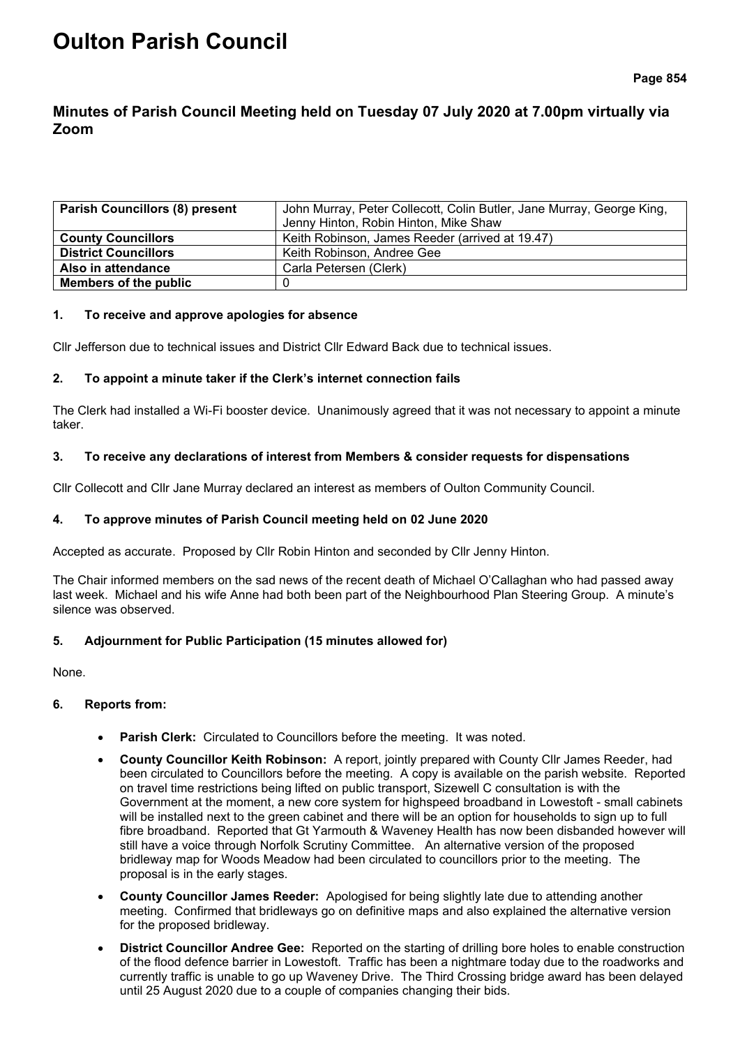# Oulton Parish Council

## Minutes of Parish Council Meeting held on Tuesday 07 July 2020 at 7.00pm virtually via Zoom

| **Parish Councillors (8) present** | John Murray, Peter Collecott, Colin Butler, Jane Murray, George King, Jenny Hinton, Robin Hinton, Mike Shaw |
|---|---|
| **County Councillors** | Keith Robinson, James Reeder (arrived at 19.47) |
| **District Councillors** | Keith Robinson, Andree Gee |
| **Also in attendance** | Carla Petersen (Clerk) |
| **Members of the public** | 0 |

### 1. To receive and approve apologies for absence

Cllr Jefferson due to technical issues and District Cllr Edward Back due to technical issues.

### 2. To appoint a minute taker if the Clerk's internet connection fails

The Clerk had installed a Wi-Fi booster device. Unanimously agreed that it was not necessary to appoint a minute taker.

### 3. To receive any declarations of interest from Members & consider requests for dispensations

Cllr Collecott and Cllr Jane Murray declared an interest as members of Oulton Community Council.

### 4. To approve minutes of Parish Council meeting held on 02 June 2020

Accepted as accurate. Proposed by Cllr Robin Hinton and seconded by Cllr Jenny Hinton.

The Chair informed members on the sad news of the recent death of Michael O'Callaghan who had passed away last week. Michael and his wife Anne had both been part of the Neighbourhood Plan Steering Group. A minute's silence was observed.

### 5. Adjournment for Public Participation (15 minutes allowed for)

None.

### 6. Reports from:

- **Parish Clerk:** Circulated to Councillors before the meeting. It was noted.
- **County Councillor Keith Robinson:** A report, jointly prepared with County Cllr James Reeder, had been circulated to Councillors before the meeting. A copy is available on the parish website. Reported on travel time restrictions being lifted on public transport, Sizewell C consultation is with the Government at the moment, a new core system for highspeed broadband in Lowestoft - small cabinets will be installed next to the green cabinet and there will be an option for households to sign up to full fibre broadband. Reported that Gt Yarmouth & Waveney Health has now been disbanded however will still have a voice through Norfolk Scrutiny Committee. An alternative version of the proposed bridleway map for Woods Meadow had been circulated to councillors prior to the meeting. The proposal is in the early stages.
- **County Councillor James Reeder:** Apologised for being slightly late due to attending another meeting. Confirmed that bridleways go on definitive maps and also explained the alternative version for the proposed bridleway.
- **District Councillor Andree Gee:** Reported on the starting of drilling bore holes to enable construction of the flood defence barrier in Lowestoft. Traffic has been a nightmare today due to the roadworks and currently traffic is unable to go up Waveney Drive. The Third Crossing bridge award has been delayed until 25 August 2020 due to a couple of companies changing their bids.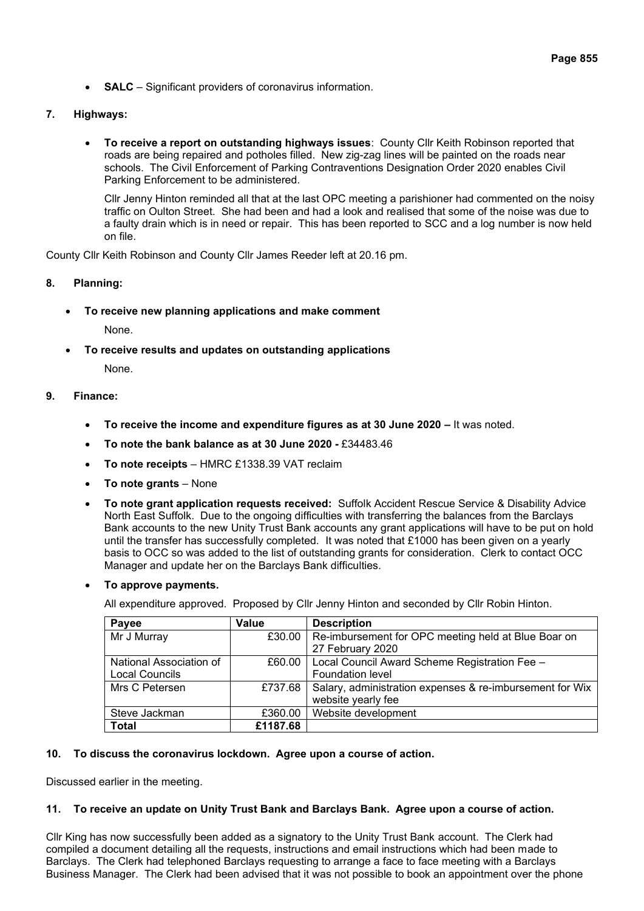- **SALC** – Significant providers of coronavirus information.

## 7. Highways:

- **To receive a report on outstanding highways issues**: County Cllr Keith Robinson reported that roads are being repaired and potholes filled. New zig-zag lines will be painted on the roads near schools. The Civil Enforcement of Parking Contraventions Designation Order 2020 enables Civil Parking Enforcement to be administered.

  Cllr Jenny Hinton reminded all that at the last OPC meeting a parishioner had commented on the noisy traffic on Oulton Street. She had been and had a look and realised that some of the noise was due to a faulty drain which is in need or repair. This has been reported to SCC and a log number is now held on file.

County Cllr Keith Robinson and County Cllr James Reeder left at 20.16 pm.

## 8. Planning:

- **To receive new planning applications and make comment**

  None.

- **To receive results and updates on outstanding applications**

  None.

## 9. Finance:

- **To receive the income and expenditure figures as at 30 June 2020 –** It was noted.
- **To note the bank balance as at 30 June 2020 -** £34483.46
- **To note receipts** – HMRC £1338.39 VAT reclaim
- **To note grants** – None
- **To note grant application requests received:** Suffolk Accident Rescue Service & Disability Advice North East Suffolk. Due to the ongoing difficulties with transferring the balances from the Barclays Bank accounts to the new Unity Trust Bank accounts any grant applications will have to be put on hold until the transfer has successfully completed. It was noted that £1000 has been given on a yearly basis to OCC so was added to the list of outstanding grants for consideration. Clerk to contact OCC Manager and update her on the Barclays Bank difficulties.
- **To approve payments.**

  All expenditure approved. Proposed by Cllr Jenny Hinton and seconded by Cllr Robin Hinton.

| Payee | Value | Description |
|---|---|---|
| Mr J Murray | £30.00 | Re-imbursement for OPC meeting held at Blue Boar on 27 February 2020 |
| National Association of Local Councils | £60.00 | Local Council Award Scheme Registration Fee – Foundation level |
| Mrs C Petersen | £737.68 | Salary, administration expenses & re-imbursement for Wix website yearly fee |
| Steve Jackman | £360.00 | Website development |
| **Total** | **£1187.68** | |

## 10. To discuss the coronavirus lockdown. Agree upon a course of action.

Discussed earlier in the meeting.

## 11. To receive an update on Unity Trust Bank and Barclays Bank. Agree upon a course of action.

Cllr King has now successfully been added as a signatory to the Unity Trust Bank account. The Clerk had compiled a document detailing all the requests, instructions and email instructions which had been made to Barclays. The Clerk had telephoned Barclays requesting to arrange a face to face meeting with a Barclays Business Manager. The Clerk had been advised that it was not possible to book an appointment over the phone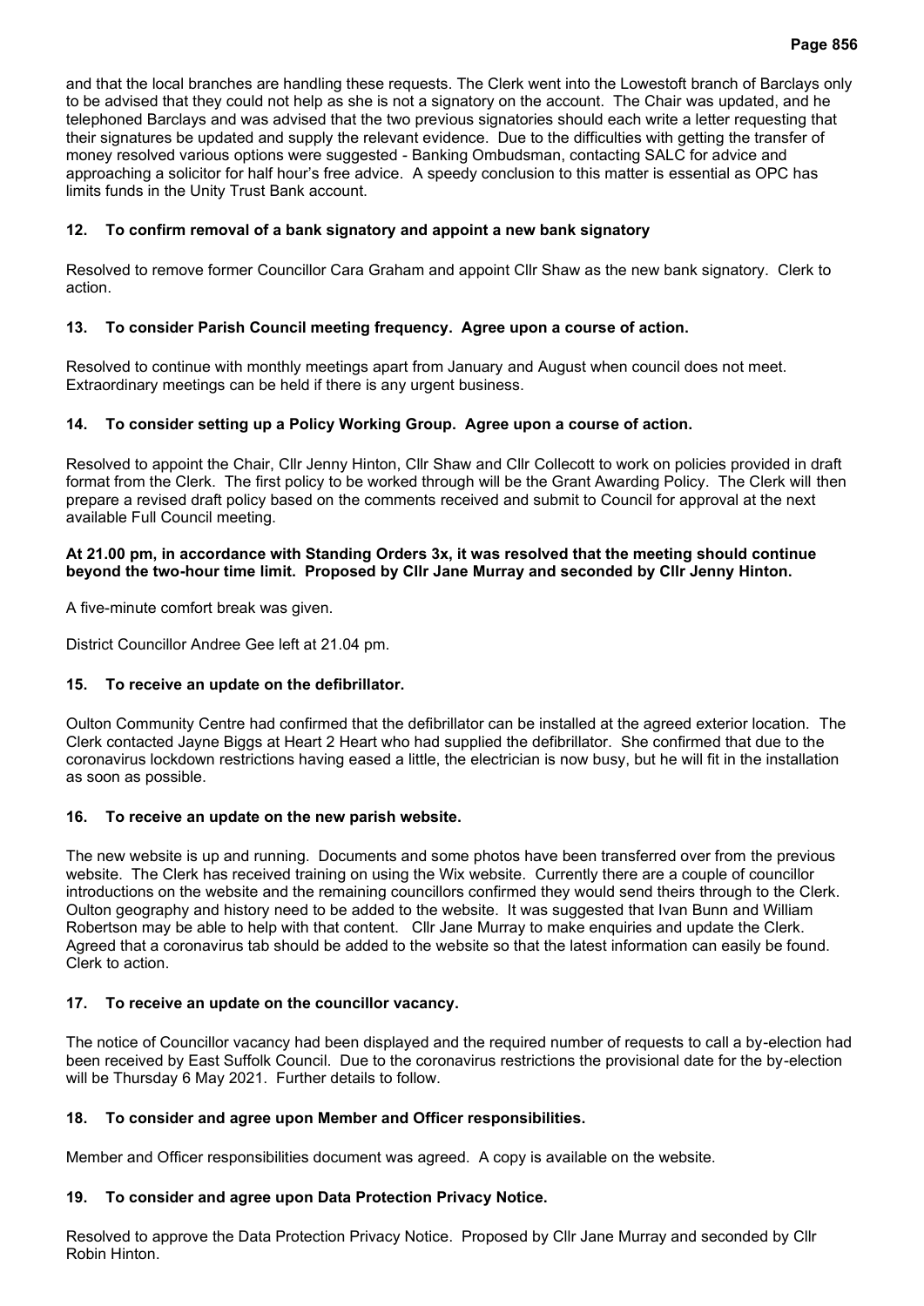and that the local branches are handling these requests. The Clerk went into the Lowestoft branch of Barclays only to be advised that they could not help as she is not a signatory on the account. The Chair was updated, and he telephoned Barclays and was advised that the two previous signatories should each write a letter requesting that their signatures be updated and supply the relevant evidence. Due to the difficulties with getting the transfer of money resolved various options were suggested - Banking Ombudsman, contacting SALC for advice and approaching a solicitor for half hour's free advice. A speedy conclusion to this matter is essential as OPC has limits funds in the Unity Trust Bank account.

### 12. To confirm removal of a bank signatory and appoint a new bank signatory

Resolved to remove former Councillor Cara Graham and appoint Cllr Shaw as the new bank signatory. Clerk to action.

### 13. To consider Parish Council meeting frequency. Agree upon a course of action.

Resolved to continue with monthly meetings apart from January and August when council does not meet. Extraordinary meetings can be held if there is any urgent business.

### 14. To consider setting up a Policy Working Group. Agree upon a course of action.

Resolved to appoint the Chair, Cllr Jenny Hinton, Cllr Shaw and Cllr Collecott to work on policies provided in draft format from the Clerk. The first policy to be worked through will be the Grant Awarding Policy. The Clerk will then prepare a revised draft policy based on the comments received and submit to Council for approval at the next available Full Council meeting.

**At 21.00 pm, in accordance with Standing Orders 3x, it was resolved that the meeting should continue beyond the two-hour time limit. Proposed by Cllr Jane Murray and seconded by Cllr Jenny Hinton.**

A five-minute comfort break was given.

District Councillor Andree Gee left at 21.04 pm.

### 15. To receive an update on the defibrillator.

Oulton Community Centre had confirmed that the defibrillator can be installed at the agreed exterior location. The Clerk contacted Jayne Biggs at Heart 2 Heart who had supplied the defibrillator. She confirmed that due to the coronavirus lockdown restrictions having eased a little, the electrician is now busy, but he will fit in the installation as soon as possible.

### 16. To receive an update on the new parish website.

The new website is up and running. Documents and some photos have been transferred over from the previous website. The Clerk has received training on using the Wix website. Currently there are a couple of councillor introductions on the website and the remaining councillors confirmed they would send theirs through to the Clerk. Oulton geography and history need to be added to the website. It was suggested that Ivan Bunn and William Robertson may be able to help with that content. Cllr Jane Murray to make enquiries and update the Clerk. Agreed that a coronavirus tab should be added to the website so that the latest information can easily be found. Clerk to action.

### 17. To receive an update on the councillor vacancy.

The notice of Councillor vacancy had been displayed and the required number of requests to call a by-election had been received by East Suffolk Council. Due to the coronavirus restrictions the provisional date for the by-election will be Thursday 6 May 2021. Further details to follow.

### 18. To consider and agree upon Member and Officer responsibilities.

Member and Officer responsibilities document was agreed. A copy is available on the website.

### 19. To consider and agree upon Data Protection Privacy Notice.

Resolved to approve the Data Protection Privacy Notice. Proposed by Cllr Jane Murray and seconded by Cllr Robin Hinton.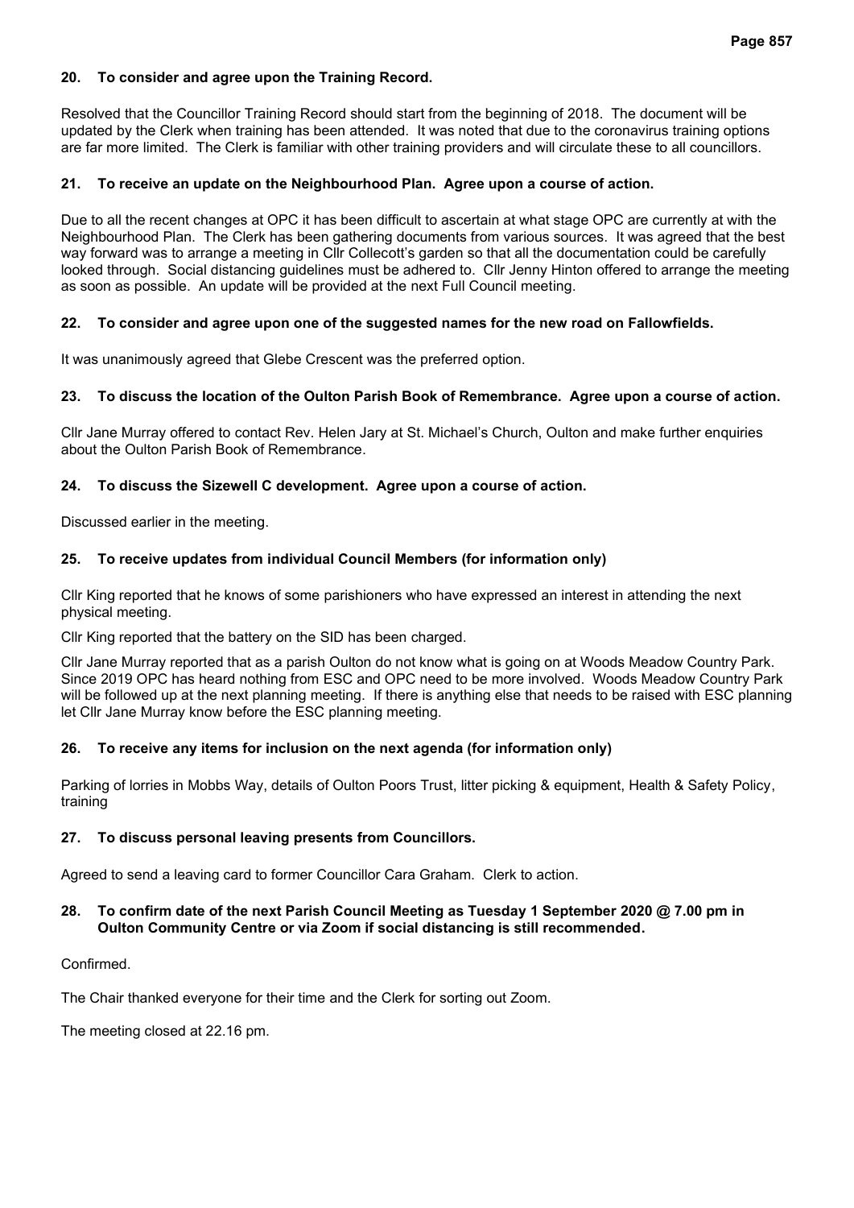### 20. To consider and agree upon the Training Record.

Resolved that the Councillor Training Record should start from the beginning of 2018. The document will be updated by the Clerk when training has been attended. It was noted that due to the coronavirus training options are far more limited. The Clerk is familiar with other training providers and will circulate these to all councillors.

### 21. To receive an update on the Neighbourhood Plan. Agree upon a course of action.

Due to all the recent changes at OPC it has been difficult to ascertain at what stage OPC are currently at with the Neighbourhood Plan. The Clerk has been gathering documents from various sources. It was agreed that the best way forward was to arrange a meeting in Cllr Collecott's garden so that all the documentation could be carefully looked through. Social distancing guidelines must be adhered to. Cllr Jenny Hinton offered to arrange the meeting as soon as possible. An update will be provided at the next Full Council meeting.

### 22. To consider and agree upon one of the suggested names for the new road on Fallowfields.

It was unanimously agreed that Glebe Crescent was the preferred option.

### 23. To discuss the location of the Oulton Parish Book of Remembrance. Agree upon a course of action.

Cllr Jane Murray offered to contact Rev. Helen Jary at St. Michael's Church, Oulton and make further enquiries about the Oulton Parish Book of Remembrance.

### 24. To discuss the Sizewell C development. Agree upon a course of action.

Discussed earlier in the meeting.

### 25. To receive updates from individual Council Members (for information only)

Cllr King reported that he knows of some parishioners who have expressed an interest in attending the next physical meeting.

Cllr King reported that the battery on the SID has been charged.

Cllr Jane Murray reported that as a parish Oulton do not know what is going on at Woods Meadow Country Park. Since 2019 OPC has heard nothing from ESC and OPC need to be more involved. Woods Meadow Country Park will be followed up at the next planning meeting. If there is anything else that needs to be raised with ESC planning let Cllr Jane Murray know before the ESC planning meeting.

### 26. To receive any items for inclusion on the next agenda (for information only)

Parking of lorries in Mobbs Way, details of Oulton Poors Trust, litter picking & equipment, Health & Safety Policy, training

### 27. To discuss personal leaving presents from Councillors.

Agreed to send a leaving card to former Councillor Cara Graham. Clerk to action.

### 28. To confirm date of the next Parish Council Meeting as Tuesday 1 September 2020 @ 7.00 pm in Oulton Community Centre or via Zoom if social distancing is still recommended.

Confirmed.

The Chair thanked everyone for their time and the Clerk for sorting out Zoom.

The meeting closed at 22.16 pm.